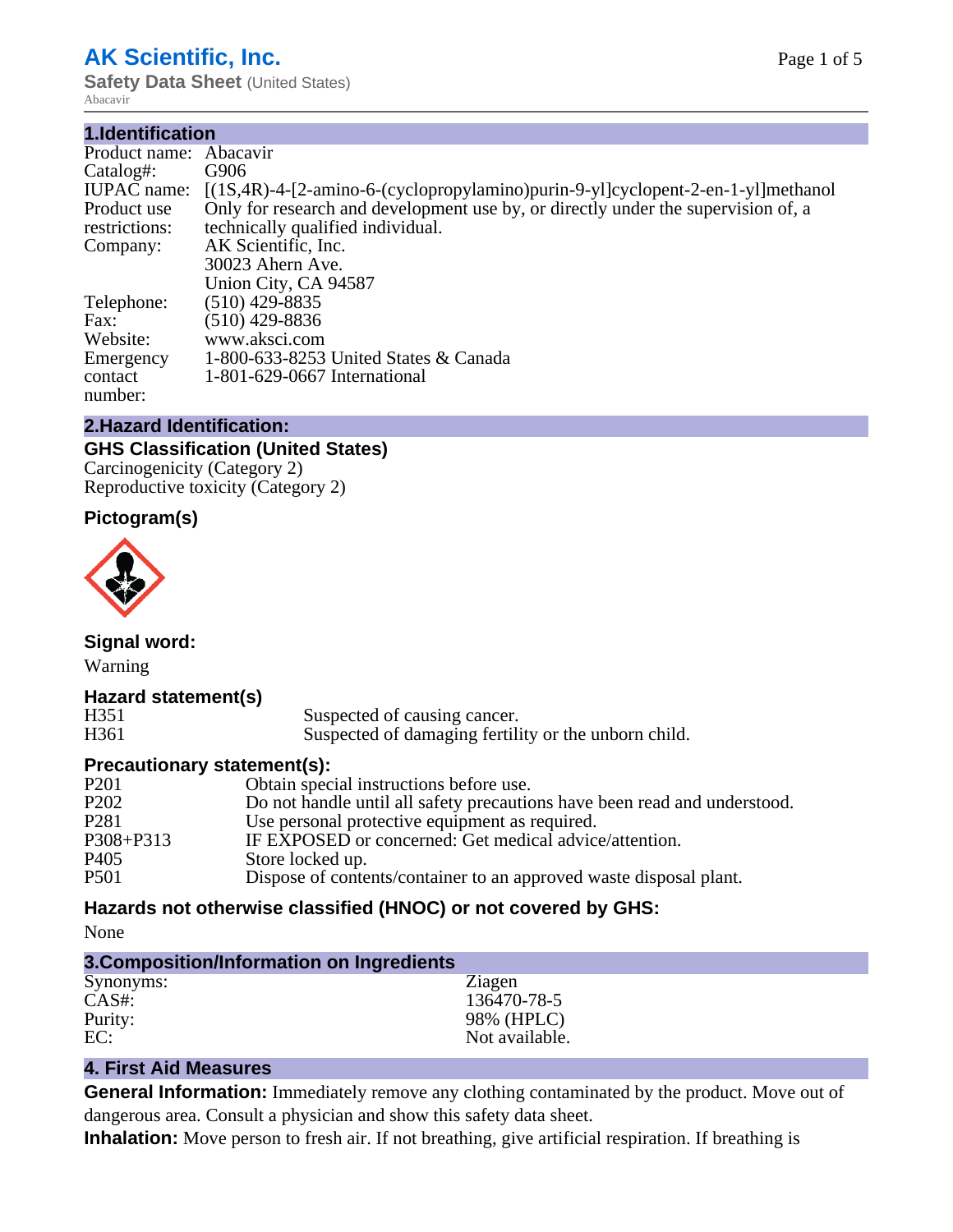# AK Scientific, Inc.

**Safety Data Sheet** (United States)

Abacavir

## 1.Identification

| | |
|---|---|
| Product name: | Abacavir |
| Catalog#: | G906 |
| IUPAC name: | [(1S,4R)-4-[2-amino-6-(cyclopropylamino)purin-9-yl]cyclopent-2-en-1-yl]methanol |
| Product use restrictions: | Only for research and development use by, or directly under the supervision of, a technically qualified individual. |
| Company: | AK Scientific, Inc.<br>30023 Ahern Ave.<br>Union City, CA 94587 |
| Telephone: | (510) 429-8835 |
| Fax: | (510) 429-8836 |
| Website: | www.aksci.com |
| Emergency contact number: | 1-800-633-8253 United States & Canada<br>1-801-629-0667 International |

## 2.Hazard Identification:

### GHS Classification (United States)

Carcinogenicity (Category 2)
Reproductive toxicity (Category 2)

### Pictogram(s)

### Signal word:

Warning

### Hazard statement(s)

| | |
|---|---|
| H351 | Suspected of causing cancer. |
| H361 | Suspected of damaging fertility or the unborn child. |

### Precautionary statement(s):

| | |
|---|---|
| P201 | Obtain special instructions before use. |
| P202 | Do not handle until all safety precautions have been read and understood. |
| P281 | Use personal protective equipment as required. |
| P308+P313 | IF EXPOSED or concerned: Get medical advice/attention. |
| P405 | Store locked up. |
| P501 | Dispose of contents/container to an approved waste disposal plant. |

### Hazards not otherwise classified (HNOC) or not covered by GHS:

None

## 3.Composition/Information on Ingredients

| | |
|---|---|
| Synonyms: | Ziagen |
| CAS#: | 136470-78-5 |
| Purity: | 98% (HPLC) |
| EC: | Not available. |

## 4. First Aid Measures

**General Information:** Immediately remove any clothing contaminated by the product. Move out of dangerous area. Consult a physician and show this safety data sheet.

**Inhalation:** Move person to fresh air. If not breathing, give artificial respiration. If breathing is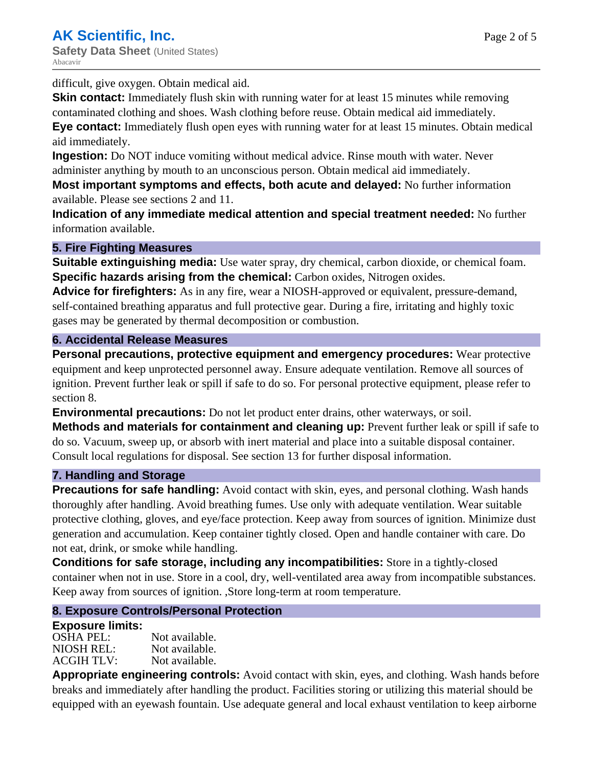difficult, give oxygen. Obtain medical aid.

**Skin contact:** Immediately flush skin with running water for at least 15 minutes while removing contaminated clothing and shoes. Wash clothing before reuse. Obtain medical aid immediately.

**Eye contact:** Immediately flush open eyes with running water for at least 15 minutes. Obtain medical aid immediately.

**Ingestion:** Do NOT induce vomiting without medical advice. Rinse mouth with water. Never administer anything by mouth to an unconscious person. Obtain medical aid immediately.

**Most important symptoms and effects, both acute and delayed:** No further information available. Please see sections 2 and 11.

**Indication of any immediate medical attention and special treatment needed:** No further information available.

## 5. Fire Fighting Measures

**Suitable extinguishing media:** Use water spray, dry chemical, carbon dioxide, or chemical foam.

**Specific hazards arising from the chemical:** Carbon oxides, Nitrogen oxides.

**Advice for firefighters:** As in any fire, wear a NIOSH-approved or equivalent, pressure-demand, self-contained breathing apparatus and full protective gear. During a fire, irritating and highly toxic gases may be generated by thermal decomposition or combustion.

## 6. Accidental Release Measures

**Personal precautions, protective equipment and emergency procedures:** Wear protective equipment and keep unprotected personnel away. Ensure adequate ventilation. Remove all sources of ignition. Prevent further leak or spill if safe to do so. For personal protective equipment, please refer to section 8.

**Environmental precautions:** Do not let product enter drains, other waterways, or soil.

**Methods and materials for containment and cleaning up:** Prevent further leak or spill if safe to do so. Vacuum, sweep up, or absorb with inert material and place into a suitable disposal container. Consult local regulations for disposal. See section 13 for further disposal information.

## 7. Handling and Storage

**Precautions for safe handling:** Avoid contact with skin, eyes, and personal clothing. Wash hands thoroughly after handling. Avoid breathing fumes. Use only with adequate ventilation. Wear suitable protective clothing, gloves, and eye/face protection. Keep away from sources of ignition. Minimize dust generation and accumulation. Keep container tightly closed. Open and handle container with care. Do not eat, drink, or smoke while handling.

**Conditions for safe storage, including any incompatibilities:** Store in a tightly-closed container when not in use. Store in a cool, dry, well-ventilated area away from incompatible substances. Keep away from sources of ignition. ,Store long-term at room temperature.

## 8. Exposure Controls/Personal Protection

**Exposure limits:**

| | |
|---|---|
| OSHA PEL: | Not available. |
| NIOSH REL: | Not available. |
| ACGIH TLV: | Not available. |

**Appropriate engineering controls:** Avoid contact with skin, eyes, and clothing. Wash hands before breaks and immediately after handling the product. Facilities storing or utilizing this material should be equipped with an eyewash fountain. Use adequate general and local exhaust ventilation to keep airborne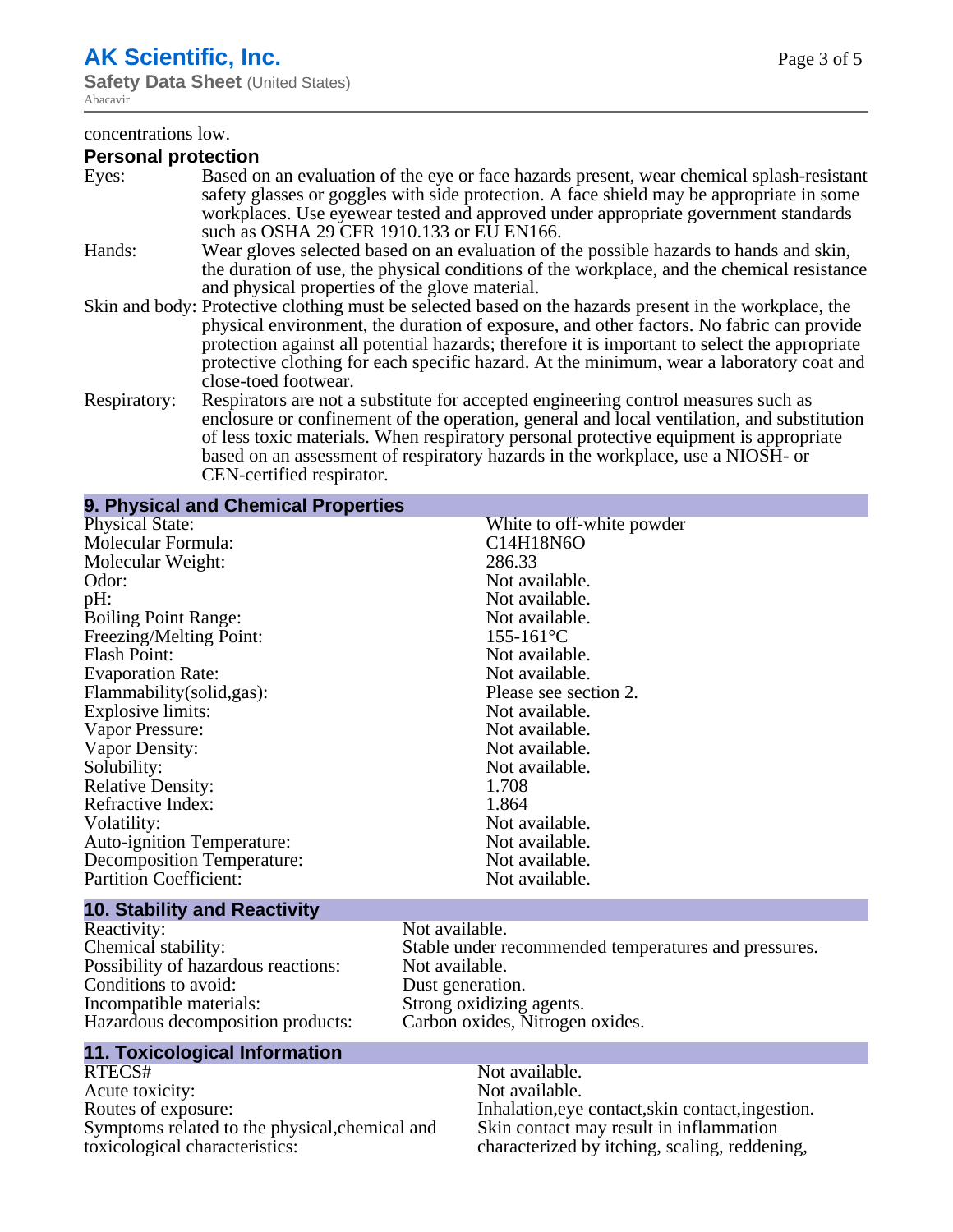concentrations low.

**Personal protection**

| | |
|---|---|
| Eyes: | Based on an evaluation of the eye or face hazards present, wear chemical splash-resistant safety glasses or goggles with side protection. A face shield may be appropriate in some workplaces. Use eyewear tested and approved under appropriate government standards such as OSHA 29 CFR 1910.133 or EU EN166. |
| Hands: | Wear gloves selected based on an evaluation of the possible hazards to hands and skin, the duration of use, the physical conditions of the workplace, and the chemical resistance and physical properties of the glove material. |
| Skin and body: | Protective clothing must be selected based on the hazards present in the workplace, the physical environment, the duration of exposure, and other factors. No fabric can provide protection against all potential hazards; therefore it is important to select the appropriate protective clothing for each specific hazard. At the minimum, wear a laboratory coat and close-toed footwear. |
| Respiratory: | Respirators are not a substitute for accepted engineering control measures such as enclosure or confinement of the operation, general and local ventilation, and substitution of less toxic materials. When respiratory personal protective equipment is appropriate based on an assessment of respiratory hazards in the workplace, use a NIOSH- or CEN-certified respirator. |

## 9. Physical and Chemical Properties

| | |
|---|---|
| Physical State: | White to off-white powder |
| Molecular Formula: | $C_{14}H_{18}N_6O$ |
| Molecular Weight: | 286.33 |
| Odor: | Not available. |
| pH: | Not available. |
| Boiling Point Range: | Not available. |
| Freezing/Melting Point: | 155-161°C |
| Flash Point: | Not available. |
| Evaporation Rate: | Not available. |
| Flammability(solid,gas): | Please see section 2. |
| Explosive limits: | Not available. |
| Vapor Pressure: | Not available. |
| Vapor Density: | Not available. |
| Solubility: | Not available. |
| Relative Density: | 1.708 |
| Refractive Index: | 1.864 |
| Volatility: | Not available. |
| Auto-ignition Temperature: | Not available. |
| Decomposition Temperature: | Not available. |
| Partition Coefficient: | Not available. |

## 10. Stability and Reactivity

| | |
|---|---|
| Reactivity: | Not available. |
| Chemical stability: | Stable under recommended temperatures and pressures. |
| Possibility of hazardous reactions: | Not available. |
| Conditions to avoid: | Dust generation. |
| Incompatible materials: | Strong oxidizing agents. |
| Hazardous decomposition products: | Carbon oxides, Nitrogen oxides. |

## 11. Toxicological Information

| | |
|---|---|
| RTECS# | Not available. |
| Acute toxicity: | Not available. |
| Routes of exposure: | Inhalation,eye contact,skin contact,ingestion. |
| Symptoms related to the physical,chemical and toxicological characteristics: | Skin contact may result in inflammation characterized by itching, scaling, reddening, |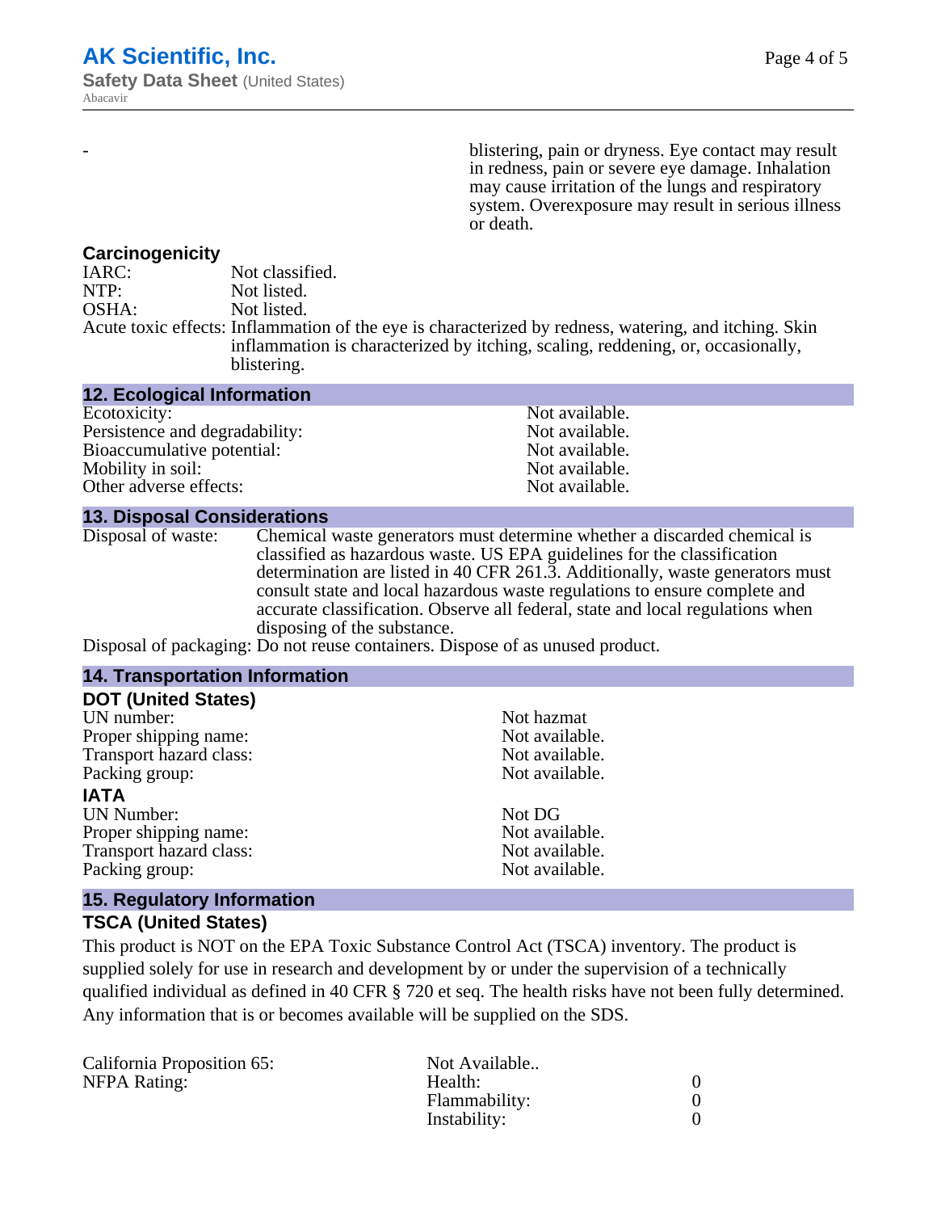| - | blistering, pain or dryness. Eye contact may result in redness, pain or severe eye damage. Inhalation may cause irritation of the lungs and respiratory system. Overexposure may result in serious illness or death. |
|---|---|

### Carcinogenicity

| | |
|---|---|
| IARC: | Not classified. |
| NTP: | Not listed. |
| OSHA: | Not listed. |
| Acute toxic effects: | Inflammation of the eye is characterized by redness, watering, and itching. Skin inflammation is characterized by itching, scaling, reddening, or, occasionally, blistering. |

## 12. Ecological Information

| | |
|---|---|
| Ecotoxicity: | Not available. |
| Persistence and degradability: | Not available. |
| Bioaccumulative potential: | Not available. |
| Mobility in soil: | Not available. |
| Other adverse effects: | Not available. |

## 13. Disposal Considerations

| | |
|---|---|
| Disposal of waste: | Chemical waste generators must determine whether a discarded chemical is classified as hazardous waste. US EPA guidelines for the classification determination are listed in 40 CFR 261.3. Additionally, waste generators must consult state and local hazardous waste regulations to ensure complete and accurate classification. Observe all federal, state and local regulations when disposing of the substance. |
| Disposal of packaging: | Do not reuse containers. Dispose of as unused product. |

## 14. Transportation Information

### DOT (United States)

| | |
|---|---|
| UN number: | Not hazmat |
| Proper shipping name: | Not available. |
| Transport hazard class: | Not available. |
| Packing group: | Not available. |

### IATA

| | |
|---|---|
| UN Number: | Not DG |
| Proper shipping name: | Not available. |
| Transport hazard class: | Not available. |
| Packing group: | Not available. |

## 15. Regulatory Information

### TSCA (United States)

This product is NOT on the EPA Toxic Substance Control Act (TSCA) inventory. The product is supplied solely for use in research and development by or under the supervision of a technically qualified individual as defined in 40 CFR § 720 et seq. The health risks have not been fully determined. Any information that is or becomes available will be supplied on the SDS.

| | | |
|---|---|---|
| California Proposition 65: | Not Available.. | |
| NFPA Rating: | Health: | 0 |
| | Flammability: | 0 |
| | Instability: | 0 |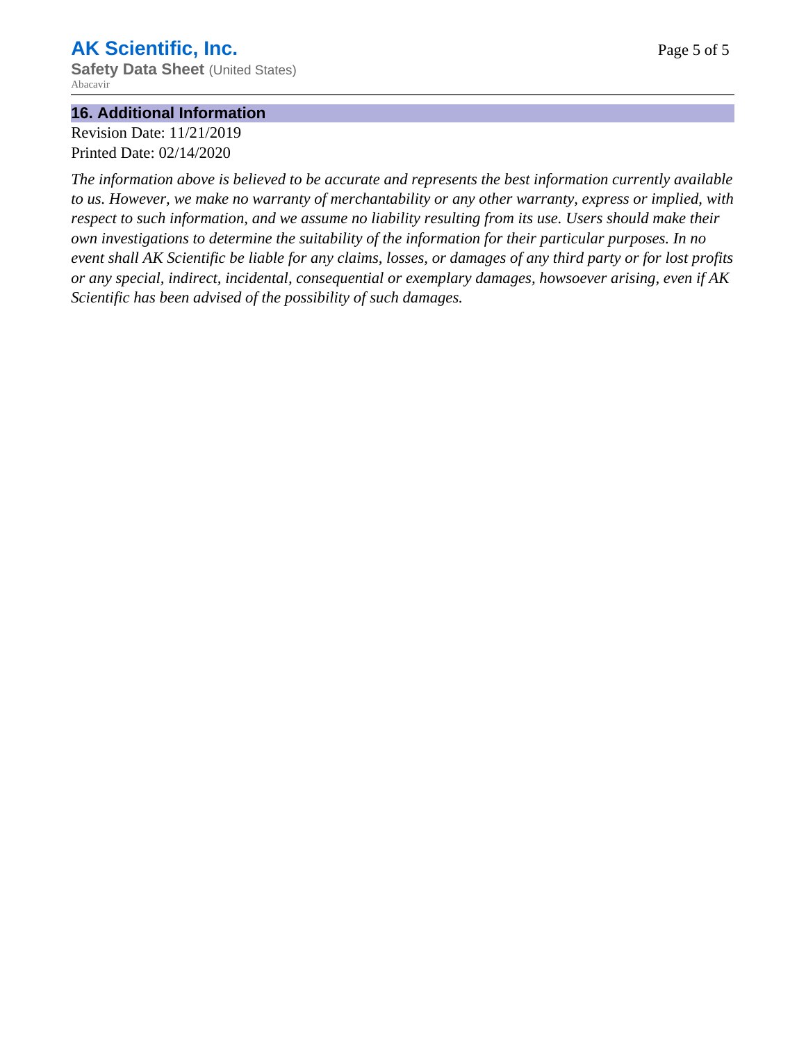## 16. Additional Information

Revision Date: 11/21/2019
Printed Date: 02/14/2020

*The information above is believed to be accurate and represents the best information currently available to us. However, we make no warranty of merchantability or any other warranty, express or implied, with respect to such information, and we assume no liability resulting from its use. Users should make their own investigations to determine the suitability of the information for their particular purposes. In no event shall AK Scientific be liable for any claims, losses, or damages of any third party or for lost profits or any special, indirect, incidental, consequential or exemplary damages, howsoever arising, even if AK Scientific has been advised of the possibility of such damages.*